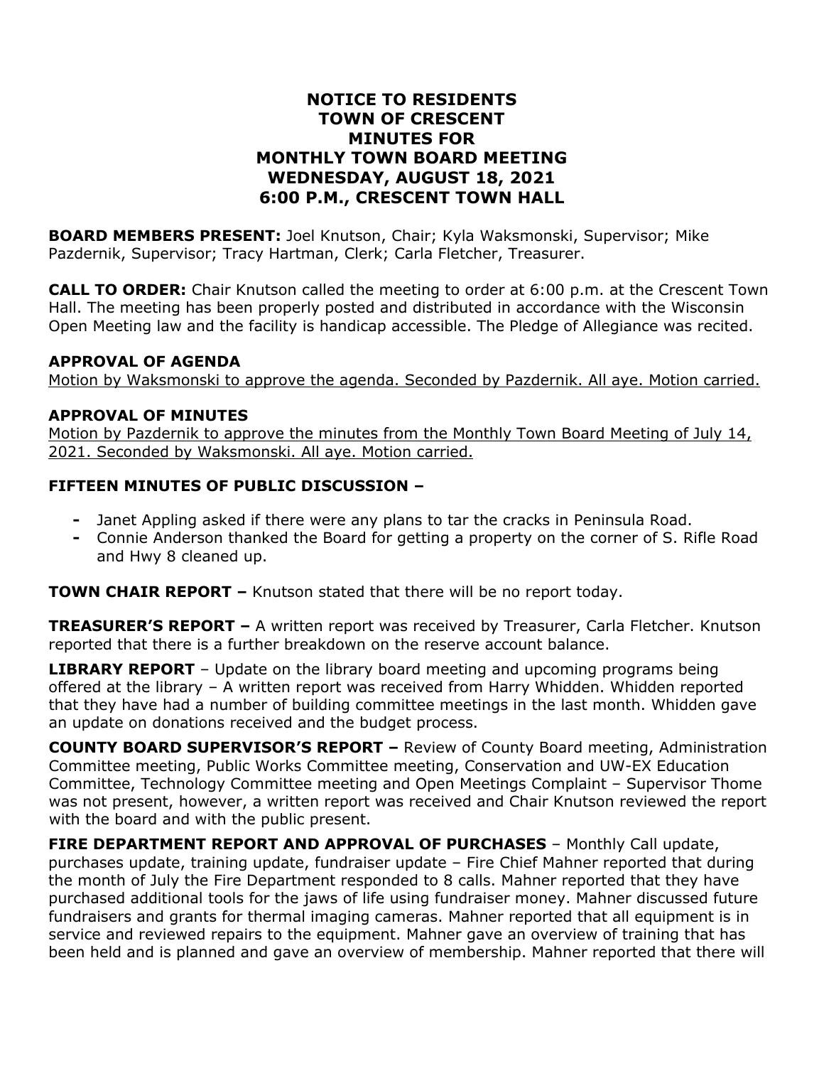# NOTICE TO RESIDENTS
# TOWN OF CRESCENT
# MINUTES FOR
# MONTHLY TOWN BOARD MEETING
# WEDNESDAY, AUGUST 18, 2021
# 6:00 P.M., CRESCENT TOWN HALL

**BOARD MEMBERS PRESENT:** Joel Knutson, Chair; Kyla Waksmonski, Supervisor; Mike Pazdernik, Supervisor; Tracy Hartman, Clerk; Carla Fletcher, Treasurer.

**CALL TO ORDER:** Chair Knutson called the meeting to order at 6:00 p.m. at the Crescent Town Hall. The meeting has been properly posted and distributed in accordance with the Wisconsin Open Meeting law and the facility is handicap accessible. The Pledge of Allegiance was recited.

**APPROVAL OF AGENDA**

<u>Motion by Waksmonski to approve the agenda. Seconded by Pazdernik. All aye. Motion carried.</u>

**APPROVAL OF MINUTES**

<u>Motion by Pazdernik to approve the minutes from the Monthly Town Board Meeting of July 14, 2021. Seconded by Waksmonski. All aye. Motion carried.</u>

**FIFTEEN MINUTES OF PUBLIC DISCUSSION –**

- Janet Appling asked if there were any plans to tar the cracks in Peninsula Road.
- Connie Anderson thanked the Board for getting a property on the corner of S. Rifle Road and Hwy 8 cleaned up.

**TOWN CHAIR REPORT –** Knutson stated that there will be no report today.

**TREASURER'S REPORT –** A written report was received by Treasurer, Carla Fletcher. Knutson reported that there is a further breakdown on the reserve account balance.

**LIBRARY REPORT** – Update on the library board meeting and upcoming programs being offered at the library – A written report was received from Harry Whidden. Whidden reported that they have had a number of building committee meetings in the last month. Whidden gave an update on donations received and the budget process.

**COUNTY BOARD SUPERVISOR'S REPORT –** Review of County Board meeting, Administration Committee meeting, Public Works Committee meeting, Conservation and UW-EX Education Committee, Technology Committee meeting and Open Meetings Complaint – Supervisor Thome was not present, however, a written report was received and Chair Knutson reviewed the report with the board and with the public present.

**FIRE DEPARTMENT REPORT AND APPROVAL OF PURCHASES** – Monthly Call update, purchases update, training update, fundraiser update – Fire Chief Mahner reported that during the month of July the Fire Department responded to 8 calls. Mahner reported that they have purchased additional tools for the jaws of life using fundraiser money. Mahner discussed future fundraisers and grants for thermal imaging cameras. Mahner reported that all equipment is in service and reviewed repairs to the equipment. Mahner gave an overview of training that has been held and is planned and gave an overview of membership. Mahner reported that there will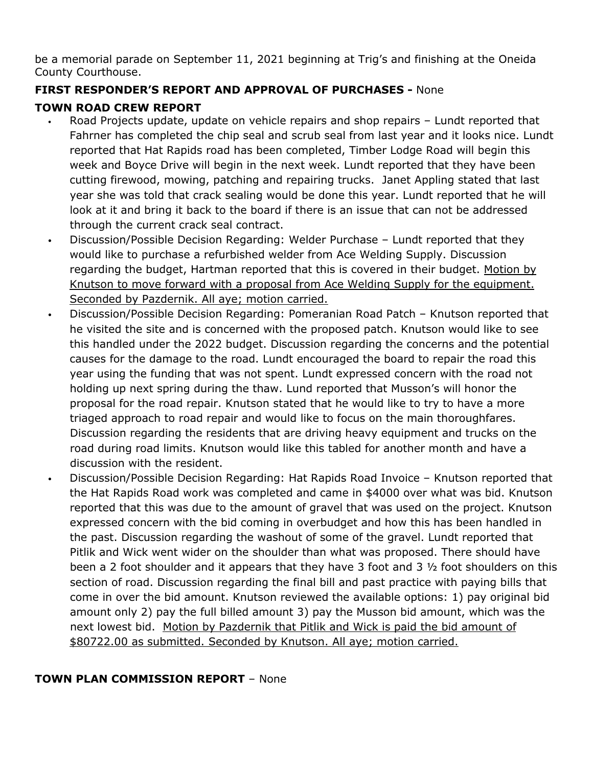be a memorial parade on September 11, 2021 beginning at Trig's and finishing at the Oneida County Courthouse.

**FIRST RESPONDER'S REPORT AND APPROVAL OF PURCHASES -** None

**TOWN ROAD CREW REPORT**

- Road Projects update, update on vehicle repairs and shop repairs – Lundt reported that Fahrner has completed the chip seal and scrub seal from last year and it looks nice. Lundt reported that Hat Rapids road has been completed, Timber Lodge Road will begin this week and Boyce Drive will begin in the next week. Lundt reported that they have been cutting firewood, mowing, patching and repairing trucks. Janet Appling stated that last year she was told that crack sealing would be done this year. Lundt reported that he will look at it and bring it back to the board if there is an issue that can not be addressed through the current crack seal contract.
- Discussion/Possible Decision Regarding: Welder Purchase – Lundt reported that they would like to purchase a refurbished welder from Ace Welding Supply. Discussion regarding the budget, Hartman reported that this is covered in their budget. <u>Motion by Knutson to move forward with a proposal from Ace Welding Supply for the equipment. Seconded by Pazdernik. All aye; motion carried.</u>
- Discussion/Possible Decision Regarding: Pomeranian Road Patch – Knutson reported that he visited the site and is concerned with the proposed patch. Knutson would like to see this handled under the 2022 budget. Discussion regarding the concerns and the potential causes for the damage to the road. Lundt encouraged the board to repair the road this year using the funding that was not spent. Lundt expressed concern with the road not holding up next spring during the thaw. Lund reported that Musson's will honor the proposal for the road repair. Knutson stated that he would like to try to have a more triaged approach to road repair and would like to focus on the main thoroughfares. Discussion regarding the residents that are driving heavy equipment and trucks on the road during road limits. Knutson would like this tabled for another month and have a discussion with the resident.
- Discussion/Possible Decision Regarding: Hat Rapids Road Invoice – Knutson reported that the Hat Rapids Road work was completed and came in $4000 over what was bid. Knutson reported that this was due to the amount of gravel that was used on the project. Knutson expressed concern with the bid coming in overbudget and how this has been handled in the past. Discussion regarding the washout of some of the gravel. Lundt reported that Pitlik and Wick went wider on the shoulder than what was proposed. There should have been a 2 foot shoulder and it appears that they have 3 foot and 3 ½ foot shoulders on this section of road. Discussion regarding the final bill and past practice with paying bills that come in over the bid amount. Knutson reviewed the available options: 1) pay original bid amount only 2) pay the full billed amount 3) pay the Musson bid amount, which was the next lowest bid. <u>Motion by Pazdernik that Pitlik and Wick is paid the bid amount of $80722.00 as submitted. Seconded by Knutson. All aye; motion carried.</u>

**TOWN PLAN COMMISSION REPORT** – None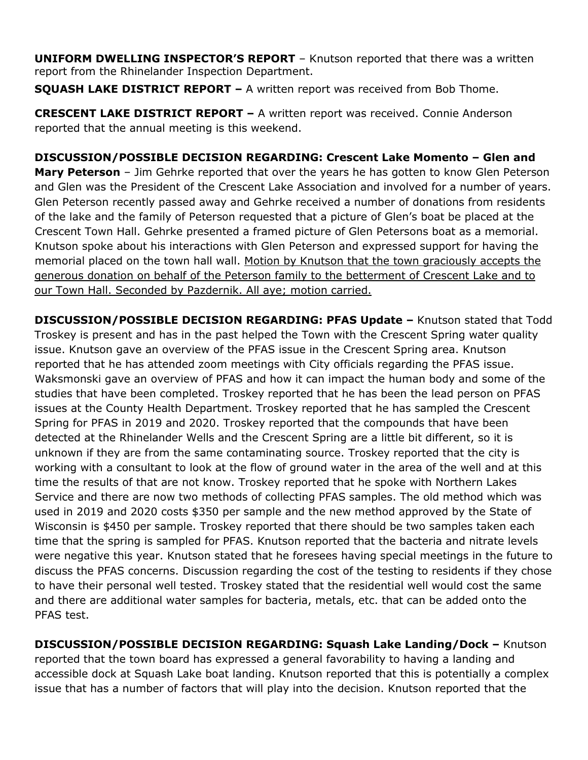**UNIFORM DWELLING INSPECTOR'S REPORT** – Knutson reported that there was a written report from the Rhinelander Inspection Department.

**SQUASH LAKE DISTRICT REPORT –** A written report was received from Bob Thome.

**CRESCENT LAKE DISTRICT REPORT –** A written report was received. Connie Anderson reported that the annual meeting is this weekend.

**DISCUSSION/POSSIBLE DECISION REGARDING: Crescent Lake Momento – Glen and Mary Peterson** – Jim Gehrke reported that over the years he has gotten to know Glen Peterson and Glen was the President of the Crescent Lake Association and involved for a number of years. Glen Peterson recently passed away and Gehrke received a number of donations from residents of the lake and the family of Peterson requested that a picture of Glen's boat be placed at the Crescent Town Hall. Gehrke presented a framed picture of Glen Petersons boat as a memorial. Knutson spoke about his interactions with Glen Peterson and expressed support for having the memorial placed on the town hall wall. <u>Motion by Knutson that the town graciously accepts the generous donation on behalf of the Peterson family to the betterment of Crescent Lake and to our Town Hall. Seconded by Pazdernik. All aye; motion carried.</u>

**DISCUSSION/POSSIBLE DECISION REGARDING: PFAS Update –** Knutson stated that Todd Troskey is present and has in the past helped the Town with the Crescent Spring water quality issue. Knutson gave an overview of the PFAS issue in the Crescent Spring area. Knutson reported that he has attended zoom meetings with City officials regarding the PFAS issue. Waksmonski gave an overview of PFAS and how it can impact the human body and some of the studies that have been completed. Troskey reported that he has been the lead person on PFAS issues at the County Health Department. Troskey reported that he has sampled the Crescent Spring for PFAS in 2019 and 2020. Troskey reported that the compounds that have been detected at the Rhinelander Wells and the Crescent Spring are a little bit different, so it is unknown if they are from the same contaminating source. Troskey reported that the city is working with a consultant to look at the flow of ground water in the area of the well and at this time the results of that are not know. Troskey reported that he spoke with Northern Lakes Service and there are now two methods of collecting PFAS samples. The old method which was used in 2019 and 2020 costs $350 per sample and the new method approved by the State of Wisconsin is $450 per sample. Troskey reported that there should be two samples taken each time that the spring is sampled for PFAS. Knutson reported that the bacteria and nitrate levels were negative this year. Knutson stated that he foresees having special meetings in the future to discuss the PFAS concerns. Discussion regarding the cost of the testing to residents if they chose to have their personal well tested. Troskey stated that the residential well would cost the same and there are additional water samples for bacteria, metals, etc. that can be added onto the PFAS test.

**DISCUSSION/POSSIBLE DECISION REGARDING: Squash Lake Landing/Dock –** Knutson reported that the town board has expressed a general favorability to having a landing and accessible dock at Squash Lake boat landing. Knutson reported that this is potentially a complex issue that has a number of factors that will play into the decision. Knutson reported that the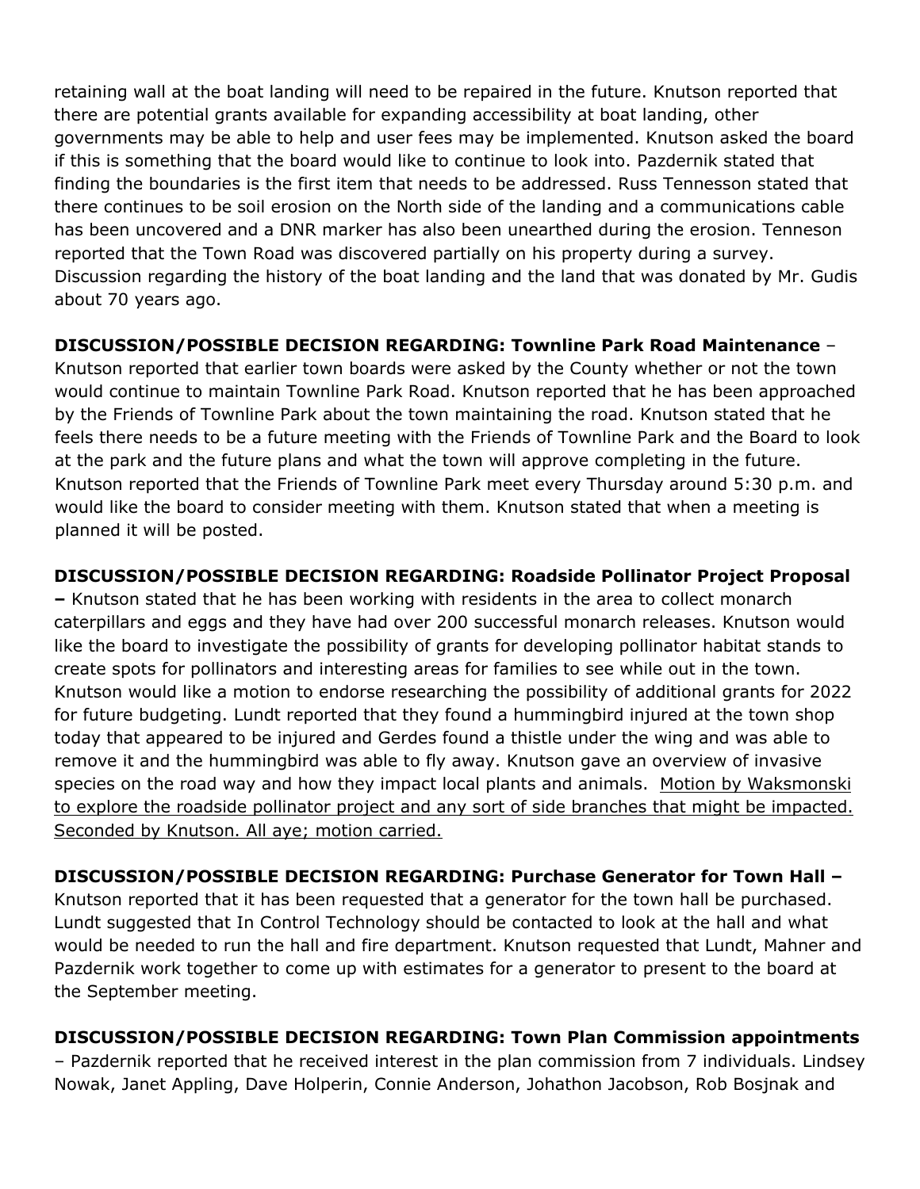retaining wall at the boat landing will need to be repaired in the future. Knutson reported that there are potential grants available for expanding accessibility at boat landing, other governments may be able to help and user fees may be implemented. Knutson asked the board if this is something that the board would like to continue to look into. Pazdernik stated that finding the boundaries is the first item that needs to be addressed. Russ Tennesson stated that there continues to be soil erosion on the North side of the landing and a communications cable has been uncovered and a DNR marker has also been unearthed during the erosion. Tenneson reported that the Town Road was discovered partially on his property during a survey. Discussion regarding the history of the boat landing and the land that was donated by Mr. Gudis about 70 years ago.

**DISCUSSION/POSSIBLE DECISION REGARDING: Townline Park Road Maintenance** – Knutson reported that earlier town boards were asked by the County whether or not the town would continue to maintain Townline Park Road. Knutson reported that he has been approached by the Friends of Townline Park about the town maintaining the road. Knutson stated that he feels there needs to be a future meeting with the Friends of Townline Park and the Board to look at the park and the future plans and what the town will approve completing in the future. Knutson reported that the Friends of Townline Park meet every Thursday around 5:30 p.m. and would like the board to consider meeting with them. Knutson stated that when a meeting is planned it will be posted.

**DISCUSSION/POSSIBLE DECISION REGARDING: Roadside Pollinator Project Proposal –** Knutson stated that he has been working with residents in the area to collect monarch caterpillars and eggs and they have had over 200 successful monarch releases. Knutson would like the board to investigate the possibility of grants for developing pollinator habitat stands to create spots for pollinators and interesting areas for families to see while out in the town. Knutson would like a motion to endorse researching the possibility of additional grants for 2022 for future budgeting. Lundt reported that they found a hummingbird injured at the town shop today that appeared to be injured and Gerdes found a thistle under the wing and was able to remove it and the hummingbird was able to fly away. Knutson gave an overview of invasive species on the road way and how they impact local plants and animals. <u>Motion by Waksmonski to explore the roadside pollinator project and any sort of side branches that might be impacted. Seconded by Knutson. All aye; motion carried.</u>

**DISCUSSION/POSSIBLE DECISION REGARDING: Purchase Generator for Town Hall –** Knutson reported that it has been requested that a generator for the town hall be purchased. Lundt suggested that In Control Technology should be contacted to look at the hall and what would be needed to run the hall and fire department. Knutson requested that Lundt, Mahner and Pazdernik work together to come up with estimates for a generator to present to the board at the September meeting.

**DISCUSSION/POSSIBLE DECISION REGARDING: Town Plan Commission appointments** – Pazdernik reported that he received interest in the plan commission from 7 individuals. Lindsey Nowak, Janet Appling, Dave Holperin, Connie Anderson, Johathon Jacobson, Rob Bosjnak and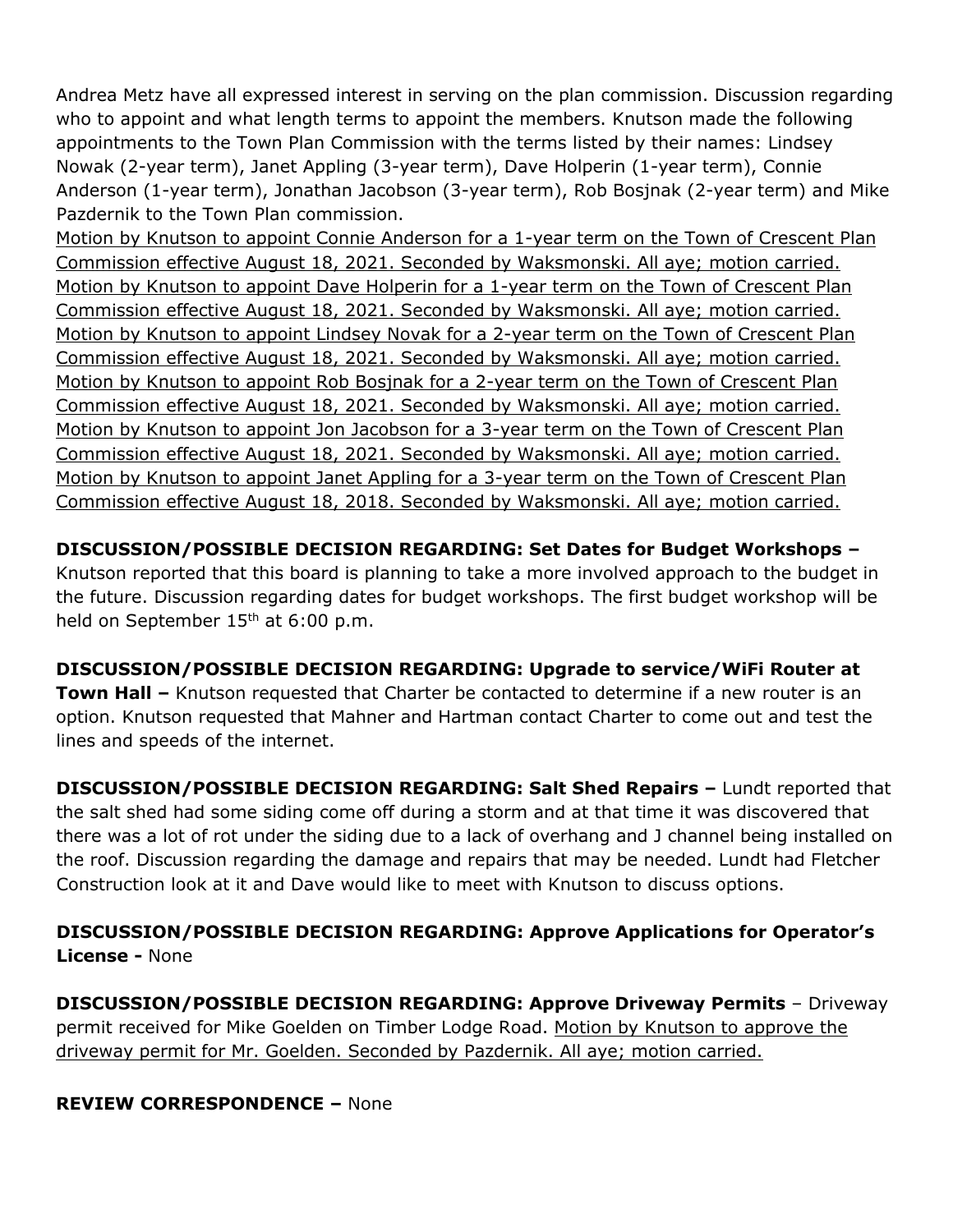Andrea Metz have all expressed interest in serving on the plan commission. Discussion regarding who to appoint and what length terms to appoint the members. Knutson made the following appointments to the Town Plan Commission with the terms listed by their names: Lindsey Nowak (2-year term), Janet Appling (3-year term), Dave Holperin (1-year term), Connie Anderson (1-year term), Jonathan Jacobson (3-year term), Rob Bosjnak (2-year term) and Mike Pazdernik to the Town Plan commission.

<u>Motion by Knutson to appoint Connie Anderson for a 1-year term on the Town of Crescent Plan Commission effective August 18, 2021. Seconded by Waksmonski. All aye; motion carried.</u>
<u>Motion by Knutson to appoint Dave Holperin for a 1-year term on the Town of Crescent Plan Commission effective August 18, 2021. Seconded by Waksmonski. All aye; motion carried.</u>
<u>Motion by Knutson to appoint Lindsey Novak for a 2-year term on the Town of Crescent Plan Commission effective August 18, 2021. Seconded by Waksmonski. All aye; motion carried.</u>
<u>Motion by Knutson to appoint Rob Bosjnak for a 2-year term on the Town of Crescent Plan Commission effective August 18, 2021. Seconded by Waksmonski. All aye; motion carried.</u>
<u>Motion by Knutson to appoint Jon Jacobson for a 3-year term on the Town of Crescent Plan Commission effective August 18, 2021. Seconded by Waksmonski. All aye; motion carried.</u>
<u>Motion by Knutson to appoint Janet Appling for a 3-year term on the Town of Crescent Plan Commission effective August 18, 2018. Seconded by Waksmonski. All aye; motion carried.</u>

**DISCUSSION/POSSIBLE DECISION REGARDING: Set Dates for Budget Workshops –** Knutson reported that this board is planning to take a more involved approach to the budget in the future. Discussion regarding dates for budget workshops. The first budget workshop will be held on September 15th at 6:00 p.m.

**DISCUSSION/POSSIBLE DECISION REGARDING: Upgrade to service/WiFi Router at Town Hall –** Knutson requested that Charter be contacted to determine if a new router is an option. Knutson requested that Mahner and Hartman contact Charter to come out and test the lines and speeds of the internet.

**DISCUSSION/POSSIBLE DECISION REGARDING: Salt Shed Repairs –** Lundt reported that the salt shed had some siding come off during a storm and at that time it was discovered that there was a lot of rot under the siding due to a lack of overhang and J channel being installed on the roof. Discussion regarding the damage and repairs that may be needed. Lundt had Fletcher Construction look at it and Dave would like to meet with Knutson to discuss options.

**DISCUSSION/POSSIBLE DECISION REGARDING: Approve Applications for Operator's License -** None

**DISCUSSION/POSSIBLE DECISION REGARDING: Approve Driveway Permits** – Driveway permit received for Mike Goelden on Timber Lodge Road. <u>Motion by Knutson to approve the driveway permit for Mr. Goelden. Seconded by Pazdernik. All aye; motion carried.</u>

**REVIEW CORRESPONDENCE –** None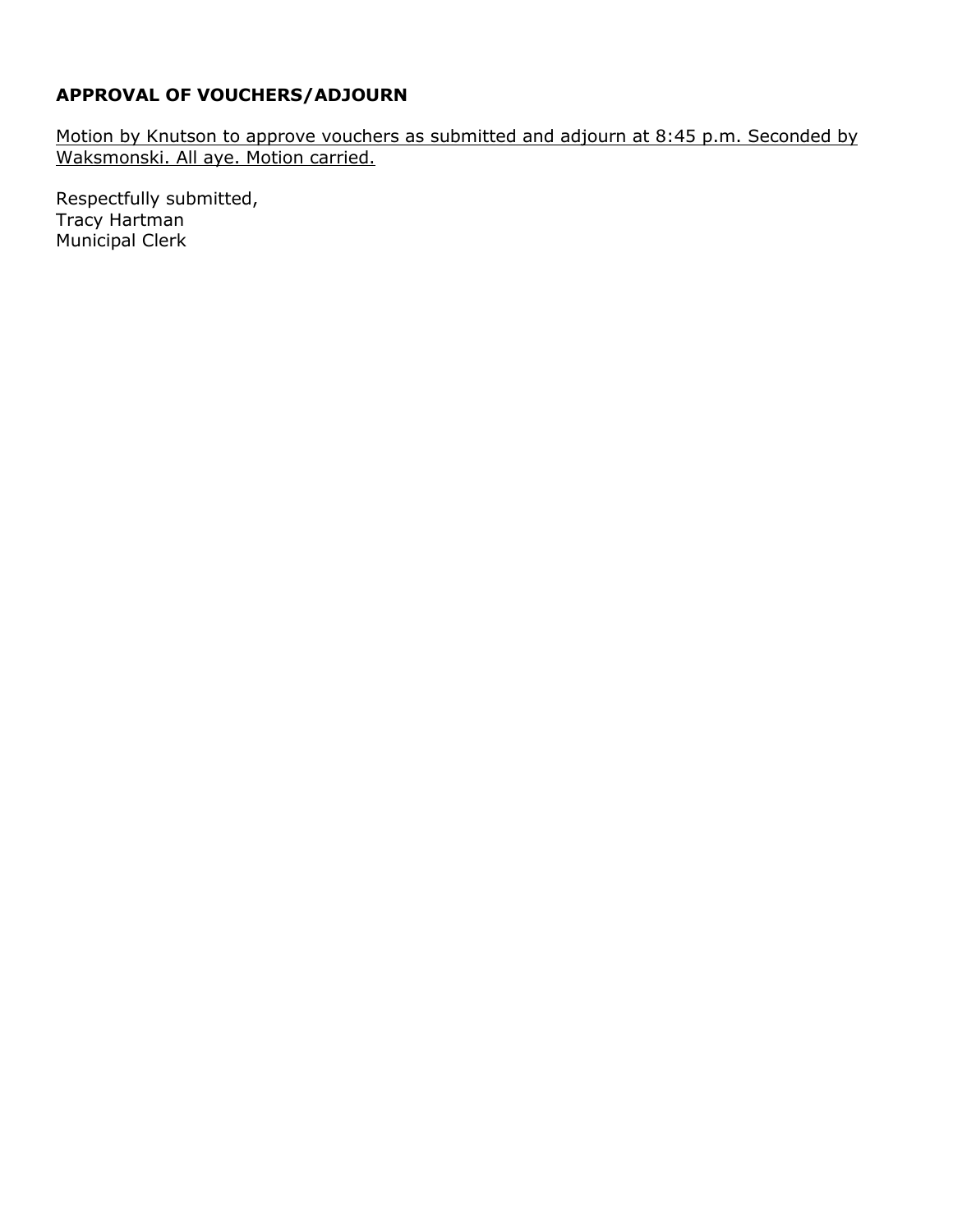**APPROVAL OF VOUCHERS/ADJOURN**

<u>Motion by Knutson to approve vouchers as submitted and adjourn at 8:45 p.m. Seconded by Waksmonski. All aye. Motion carried.</u>

Respectfully submitted,
Tracy Hartman
Municipal Clerk